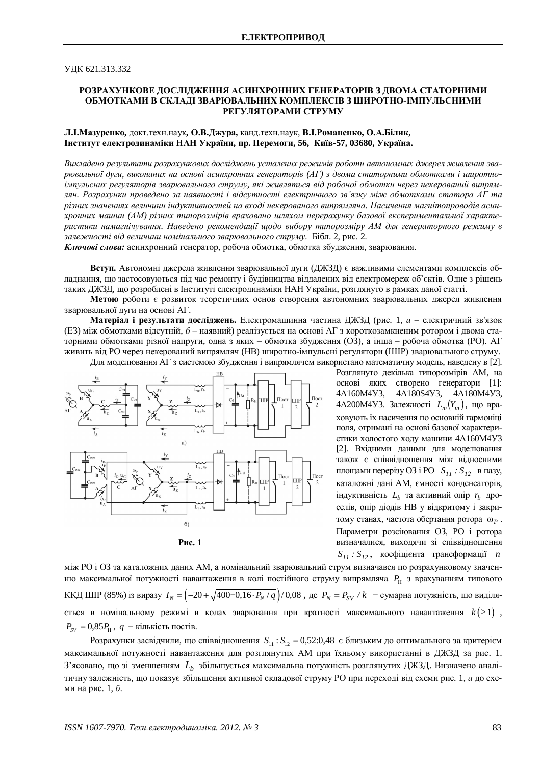УДК 621.313.332

# РОЗРАХУНКОВЕ ДОСЛІДЖЕННЯ АСИНХРОННИХ ГЕНЕРАТОРІВ З ДВОМА СТАТОРНИМИ ОБМОТКАМИ В СКЛАДІ ЗВАРЮВАЛЬНИХ КОМПЛЕКСІВ З ШИРОТНО-ІМПУЛЬСНИМИ РЕГУЛЯТОРАМИ СТРУМУ

**Л.І.Мазуренко,** докт.техн.наук**, О.В.Джура,** канд.техн.наук**, В.І.Романенко, О.А.Білик,**
**Інститут електродинаміки НАН України, пр. Перемоги, 56, Київ-57, 03680, Україна.**

*Викладено результати розрахункових досліджень усталених режимів роботи автономних джерел живлення зварювальної дуги, виконаних на основі асинхронних генераторів (АГ) з двома статорними обмотками і широтно-імпульсних регуляторів зварювального струму, які живляться від робочої обмотки через некерований випрямляч. Розрахунки проведено за наявності і відсутності електричного зв'язку між обмотками статора АГ та різних значеннях величини індуктивностей на вході некерованого випрямляча. Насичення магнітопроводів асинхронних машин (АМ) різних типорозмірів враховано шляхом перерахунку базової експериментальної характеристики намагнічування. Наведено рекомендації щодо вибору типорозміру АМ для генераторного режиму в залежності від величини номінального зварювального струму.* Бібл. 2, рис. 2.

***Ключові слова:*** асинхронний генератор, робоча обмотка, обмотка збудження, зварювання.

**Вступ.** Автономні джерела живлення зварювальної дуги (ДЖЗД) є важливими елементами комплексів обладнання, що застосовуються під час ремонту і будівництва віддалених від електромереж об'єктів. Одне з рішень таких ДЖЗД, що розроблені в Інституті електродинаміки НАН України, розглянуто в рамках даної статті.

**Метою** роботи є розвиток теоретичних основ створення автономних зварювальних джерел живлення зварювальної дуги на основі АГ.

**Матеріал і результати досліджень.** Електромашинна частина ДЖЗД (рис. 1, *а* – електричний зв'язок (ЕЗ) між обмотками відсутній, *б* – наявний) реалізується на основі АГ з короткозамкненим ротором і двома статорними обмотками різної напруги, одна з яких – обмотка збудження (ОЗ), а інша – робоча обмотка (РО). АГ живить від РО через некерований випрямляч (НВ) широтно-імпульсні регулятори (ШІР) зварювального струму.

Для моделювання АГ з системою збудження і випрямлячем використано математичну модель, наведену в [2].

**Рис. 1**

Розглянуто декілька типорозмірів АМ, на основі яких створено генератори [1]: 4А160М4У3, 4А180S4У3, 4А180М4У3, 4А200М4У3. Залежності $L_m(Y_m)$, що враховують їх насичення по основній гармоніці поля, отримані на основі базової характеристики холостого ходу машини 4А160М4У3 [2]. Вхідними даними для моделювання також є співвідношення між відносними площами перерізу ОЗ і РО $S_{11} : S_{12}$ в пазу, каталожні дані АМ, ємності конденсаторів, індуктивність $L_b$ та активний опір $r_b$ дроселів, опір діодів НВ у відкритому і закритому станах, частота обертання ротора $\omega_P$. Параметри розсіювання ОЗ, РО і ротора визначалися, виходячи зі співвідношення $S_{11} : S_{12}$, коефіцієнта трансформації $n$ між РО і ОЗ та каталожних даних АМ, а номінальний зварювальний струм визначався по розрахунковому значенню максимальної потужності навантаження в колі постійного струму випрямляча $P_{\text{Н}}$ з врахуванням типового ККД ШІР (85%) із виразу $I_N = \left(-20+\sqrt{400+0{,}16\cdot P_N / q}\right)/0{,}08$, де $P_N = P_{SV} / k$ – сумарна потужність, що виділяється в номінальному режимі в колах зварювання при кратності максимального навантаження $k(\geq 1)$, $P_{SV} = 0{,}85 P_{\text{Н}}$, $q$ – кількість постів.

Розрахунки засвідчили, що співвідношення $S_{11} : S_{12} = 0{,}52{:}0{,}48$ є близьким до оптимального за критерієм максимальної потужності навантаження для розглянутих АМ при їхньому використанні в ДЖЗД за рис. 1. З'ясовано, що зі зменшенням $L_b$ збільшується максимальна потужність розглянутих ДЖЗД. Визначено аналітичну залежність, що показує збільшення активної складової струму РО при переході від схеми рис. 1, *а* до схеми на рис. 1, *б*.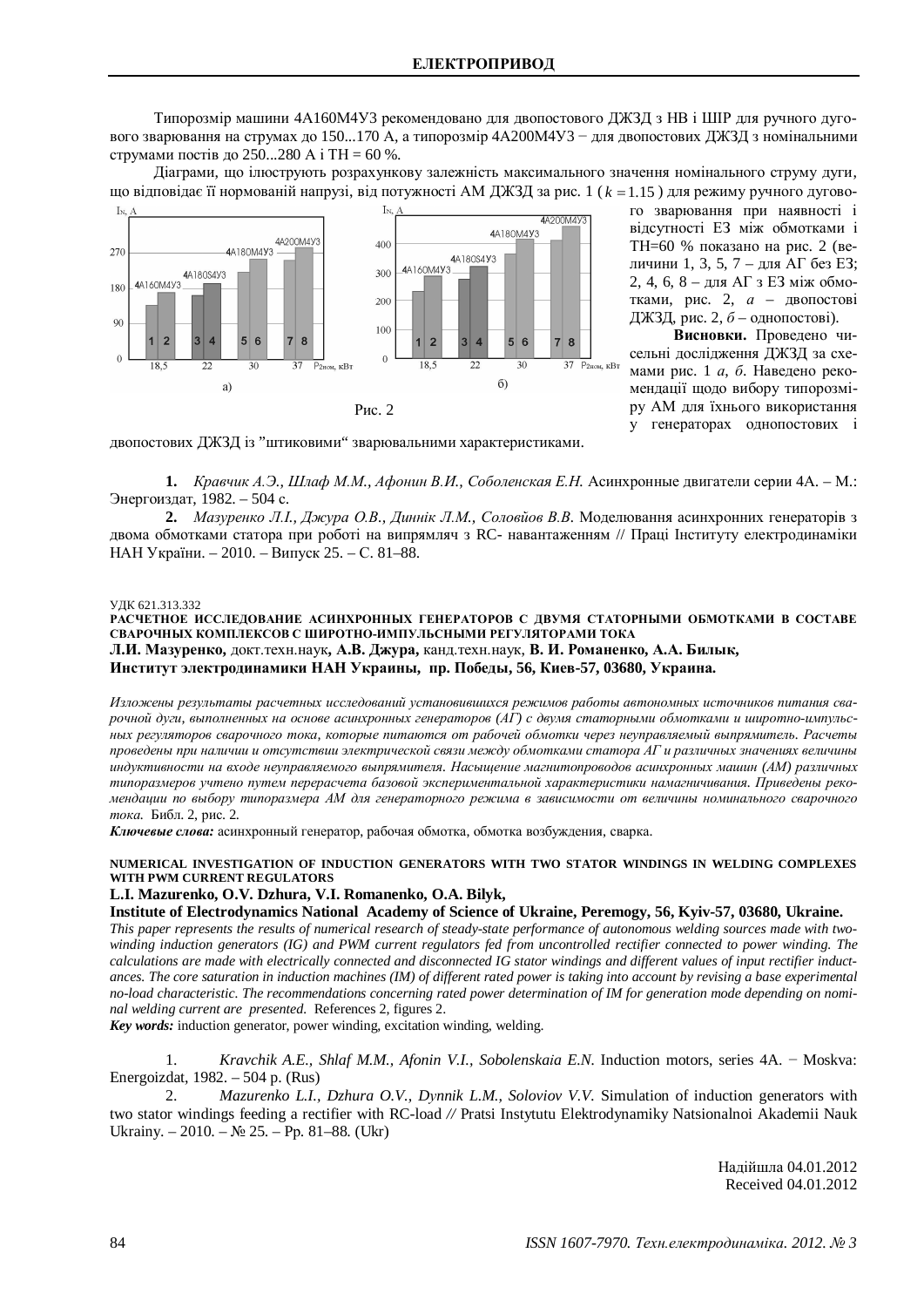Типорозмір машини 4А160М4У3 рекомендовано для двопостового ДЖЗД з НВ і ШІР для ручного дугового зварювання на струмах до 150...170 А, а типорозмір 4А200М4У3 − для двопостових ДЖЗД з номінальними струмами постів до 250...280 А і ТН = 60 %.

Діаграми, що ілюструють розрахункову залежність максимального значення номінального струму дуги, що відповідає її нормованій напрузі, від потужності АМ ДЖЗД за рис. 1 ($k = 1.15$) для режиму ручного дугового зварювання при наявності і відсутності ЕЗ між обмотками і ТН=60 % показано на рис. 2 (величини 1, 3, 5, 7 – для АГ без ЕЗ; 2, 4, 6, 8 – для АГ з ЕЗ між обмотками, рис. 2, *а* – двопостові ДЖЗД, рис. 2, *б* – однопостові).

I$_N$, A
270
180
90
0
4А160М4У3
4А180S4У3
4А180М4У3
4А200М4У3
1 2 3 4 5 6 7 8
18,5 22 30 37 P$_{2ном}$, кВт
а)

I$_N$, A
400
300
200
100
0
4А160М4У3
4А180S4У3
4А180М4У3
4А200М4У3
1 2 3 4 5 6 7 8
18,5 22 30 37 P$_{2ном}$, кВт
б)

Рис. 2

**Висновки.** Проведено чисельні дослідження ДЖЗД за схемами рис. 1 *а*, *б*. Наведено рекомендації щодо вибору типорозміру АМ для їхнього використання у генераторах однопостових і двопостових ДЖЗД із "штиковими" зварювальними характеристиками.

1. *Кравчик А.Э., Шлаф М.М., Афонин В.И., Соболенская Е.Н.* Асинхронные двигатели серии 4А. – М.: Энергоиздат, 1982. – 504 с.
2. *Мазуренко Л.І., Джура О.В., Диннік Л.М., Соловйов В.В.* Моделювання асинхронних генераторів з двома обмотками статора при роботі на випрямляч з RC- навантаженням // Праці Інституту електродинаміки НАН України. – 2010. – Випуск 25. – С. 81–88.

УДК 621.313.332

**РАСЧЕТНОЕ ИССЛЕДОВАНИЕ АСИНХРОННЫХ ГЕНЕРАТОРОВ С ДВУМЯ СТАТОРНЫМИ ОБМОТКАМИ В СОСТАВЕ СВАРОЧНЫХ КОМПЛЕКСОВ С ШИРОТНО-ИМПУЛЬСНЫМИ РЕГУЛЯТОРАМИ ТОКА**

**Л.И. Мазуренко,** докт.техн.наук**, А.В. Джура,** канд.техн.наук, **В. И. Романенко, А.А. Билык,**
**Институт электродинамики НАН Украины, пр. Победы, 56, Киев-57, 03680, Украина.**

*Изложены результаты расчетных исследований установившихся режимов работы автономных источников питания сварочной дуги, выполненных на основе асинхронных генераторов (АГ) с двумя статорными обмотками и широтно-импульсных регуляторов сварочного тока, которые питаются от рабочей обмотки через неуправляемый выпрямитель. Расчеты проведены при наличии и отсутствии электрической связи между обмотками статора АГ и различных значениях величины индуктивности на входе неуправляемого выпрямителя. Насыщение магнитопроводов асинхронных машин (АМ) различных типоразмеров учтено путем перерасчета базовой экспериментальной характеристики намагничивания. Приведены рекомендации по выбору типоразмера АМ для генераторного режима в зависимости от величины номинального сварочного тока.* Библ. 2, рис. 2.

***Ключевые слова:*** асинхронный генератор, рабочая обмотка, обмотка возбуждения, сварка.

**NUMERICAL INVESTIGATION OF INDUCTION GENERATORS WITH TWO STATOR WINDINGS IN WELDING COMPLEXES WITH PWM CURRENT REGULATORS**

**L.I. Mazurenko, O.V. Dzhura, V.I. Romanenko, O.A. Bilyk,**
**Institute of Electrodynamics National Academy of Science of Ukraine, Peremogy, 56, Kyiv-57, 03680, Ukraine.**

*This paper represents the results of numerical research of steady-state performance of autonomous welding sources made with two-winding induction generators (IG) and PWM current regulators fed from uncontrolled rectifier connected to power winding. The calculations are made with electrically connected and disconnected IG stator windings and different values of input rectifier inductances. The core saturation in induction machines (IM) of different rated power is taking into account by revising a base experimental no-load characteristic. The recommendations concerning rated power determination of IM for generation mode depending on nominal welding current are presented.* References 2, figures 2.

***Key words:*** induction generator, power winding, excitation winding, welding.

1. *Kravchik A.E., Shlaf M.M., Afonin V.I., Sobolenskaia E.N.* Induction motors, series 4A. − Moskva: Energoizdat, 1982. – 504 p. (Rus)
2. *Mazurenko L.I., Dzhura O.V., Dynnik L.M., Soloviov V.V.* Simulation of induction generators with two stator windings feeding a rectifier with RC-load // Pratsi Instytutu Elektrodynamiky Natsionalnoi Akademii Nauk Ukrainy. – 2010. – № 25. – Pp. 81–88. (Ukr)

Надійшла 04.01.2012
Received 04.01.2012